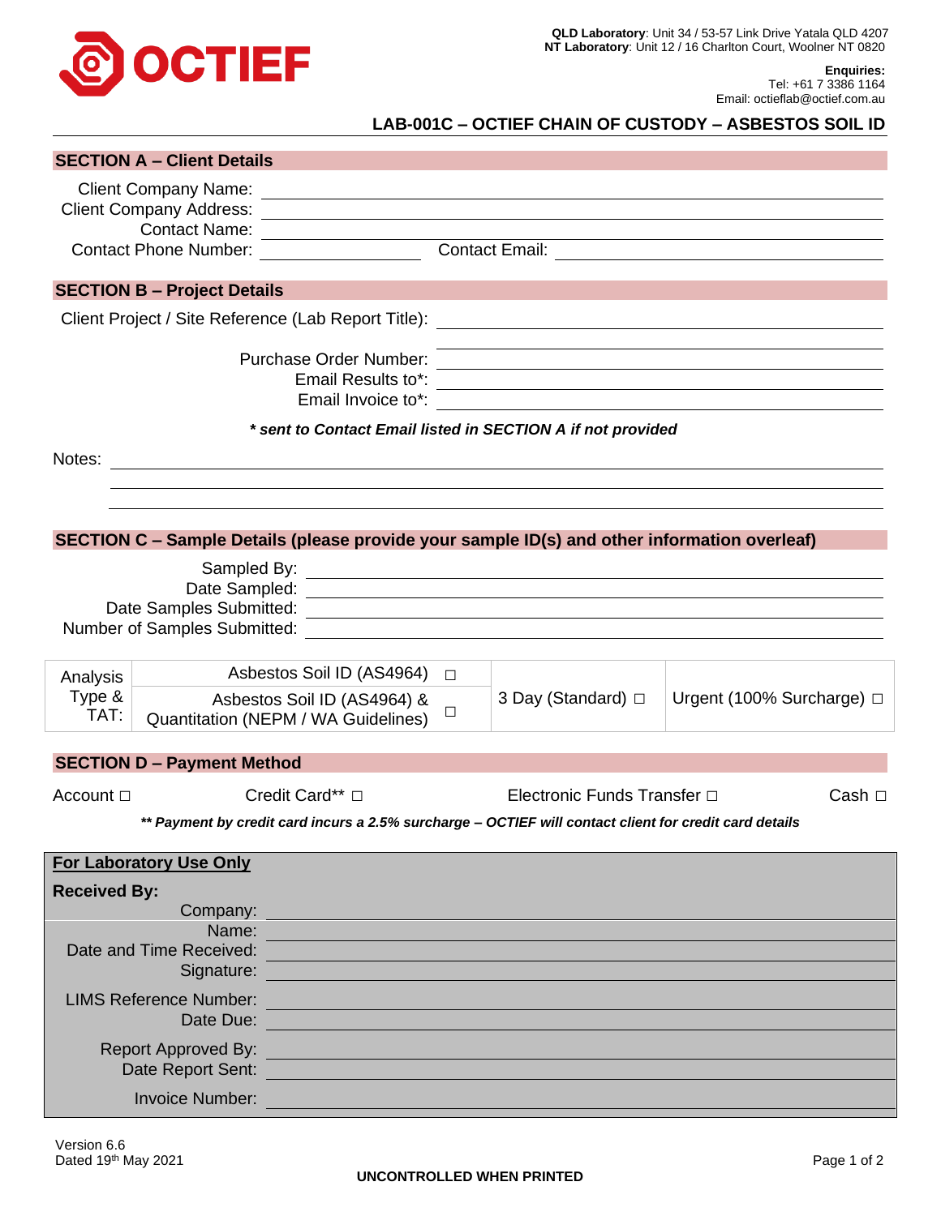**QLD Laboratory**: Unit 34 / 53-57 Link Drive Yatala QLD 4207
**NT Laboratory**: Unit 12 / 16 Charlton Court, Woolner NT 0820

**Enquiries:**
Tel: +61 7 3386 1164
Email: octieflab@octief.com.au

# LAB-001C – OCTIEF CHAIN OF CUSTODY – ASBESTOS SOIL ID

## SECTION A – Client Details

Client Company Name: ______________________
Client Company Address: ______________________
Contact Name: ______________________
Contact Phone Number: ____________ Contact Email: ____________

## SECTION B – Project Details

Client Project / Site Reference (Lab Report Title): ______________________

Purchase Order Number: ______________________
Email Results to*: ______________________
Email Invoice to*: ______________________

***\* sent to Contact Email listed in SECTION A if not provided***

Notes: ______________________

## SECTION C – Sample Details (please provide your sample ID(s) and other information overleaf)

Sampled By: ______________________
Date Sampled: ______________________
Date Samples Submitted: ______________________
Number of Samples Submitted: ______________________

| Analysis Type & TAT: | Asbestos Soil ID (AS4964) | □ | 3 Day (Standard) □ | Urgent (100% Surcharge) □ |
|---|---|---|---|---|
| | Asbestos Soil ID (AS4964) & Quantitation (NEPM / WA Guidelines) | □ | | |

## SECTION D – Payment Method

Account □ Credit Card** □ Electronic Funds Transfer □ Cash □

***\*\* Payment by credit card incurs a 2.5% surcharge – OCTIEF will contact client for credit card details***

**For Laboratory Use Only**

**Received By:**

Company: ______________________
Name: ______________________
Date and Time Received: ______________________
Signature: ______________________

LIMS Reference Number: ______________________
Date Due: ______________________

Report Approved By: ______________________
Date Report Sent: ______________________

Invoice Number: ______________________

Version 6.6
Dated 19th May 2021

UNCONTROLLED WHEN PRINTED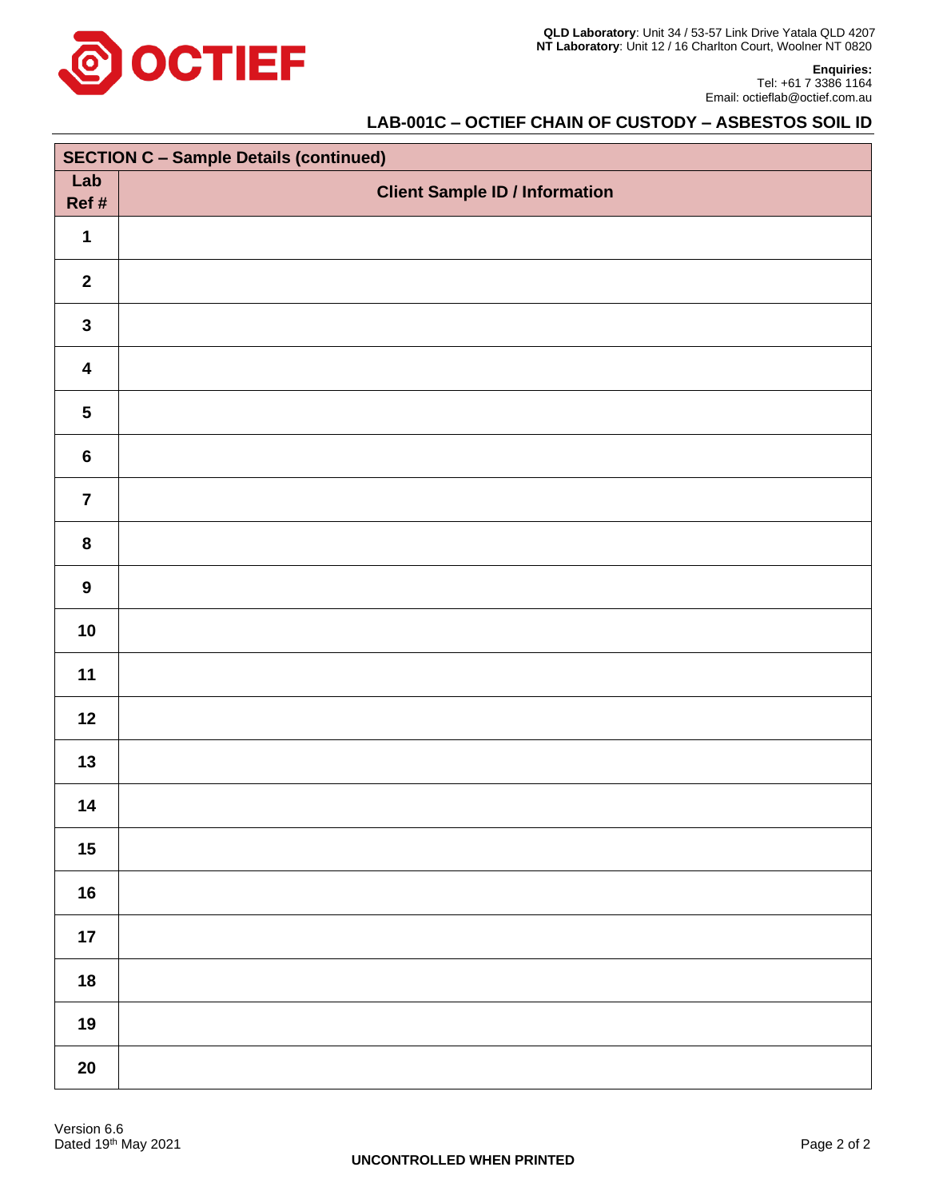## LAB-001C – OCTIEF CHAIN OF CUSTODY – ASBESTOS SOIL ID

| SECTION C – Sample Details (continued) | |
|---|---|
| **Lab Ref #** | **Client Sample ID / Information** |
| **1** | |
| **2** | |
| **3** | |
| **4** | |
| **5** | |
| **6** | |
| **7** | |
| **8** | |
| **9** | |
| **10** | |
| **11** | |
| **12** | |
| **13** | |
| **14** | |
| **15** | |
| **16** | |
| **17** | |
| **18** | |
| **19** | |
| **20** | |

Version 6.6
Dated 19th May 2021

**UNCONTROLLED WHEN PRINTED**